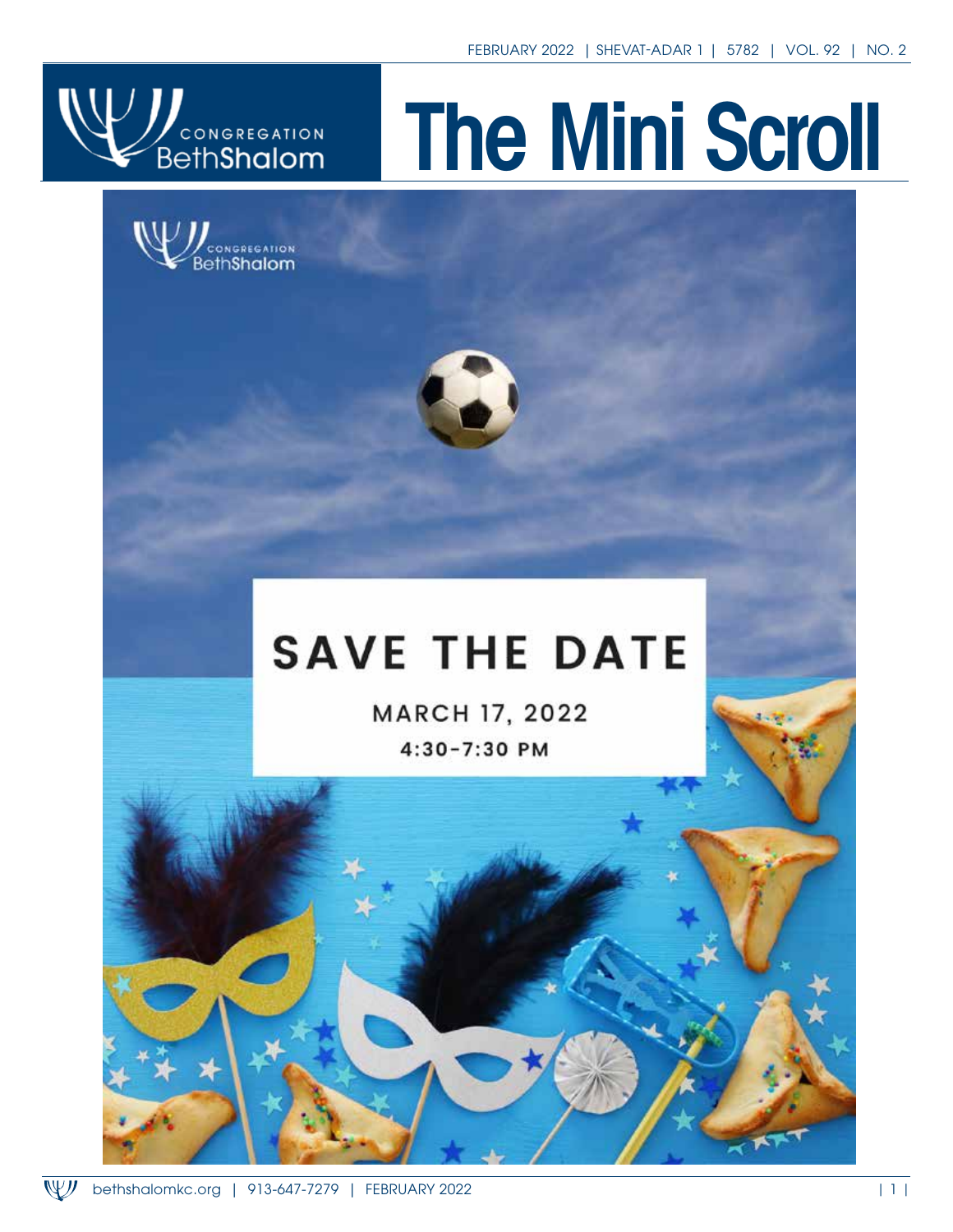FEBRUARY 2022 | SHEVAT-ADAR 1 | 5782 | VOL. 92 | NO. 2

CONGREGATION BethShalom

# The Mini Scroll

CONGREGATION BethShalom

## SAVE THE DATE

MARCH 17, 2022

4:30-7:30 PM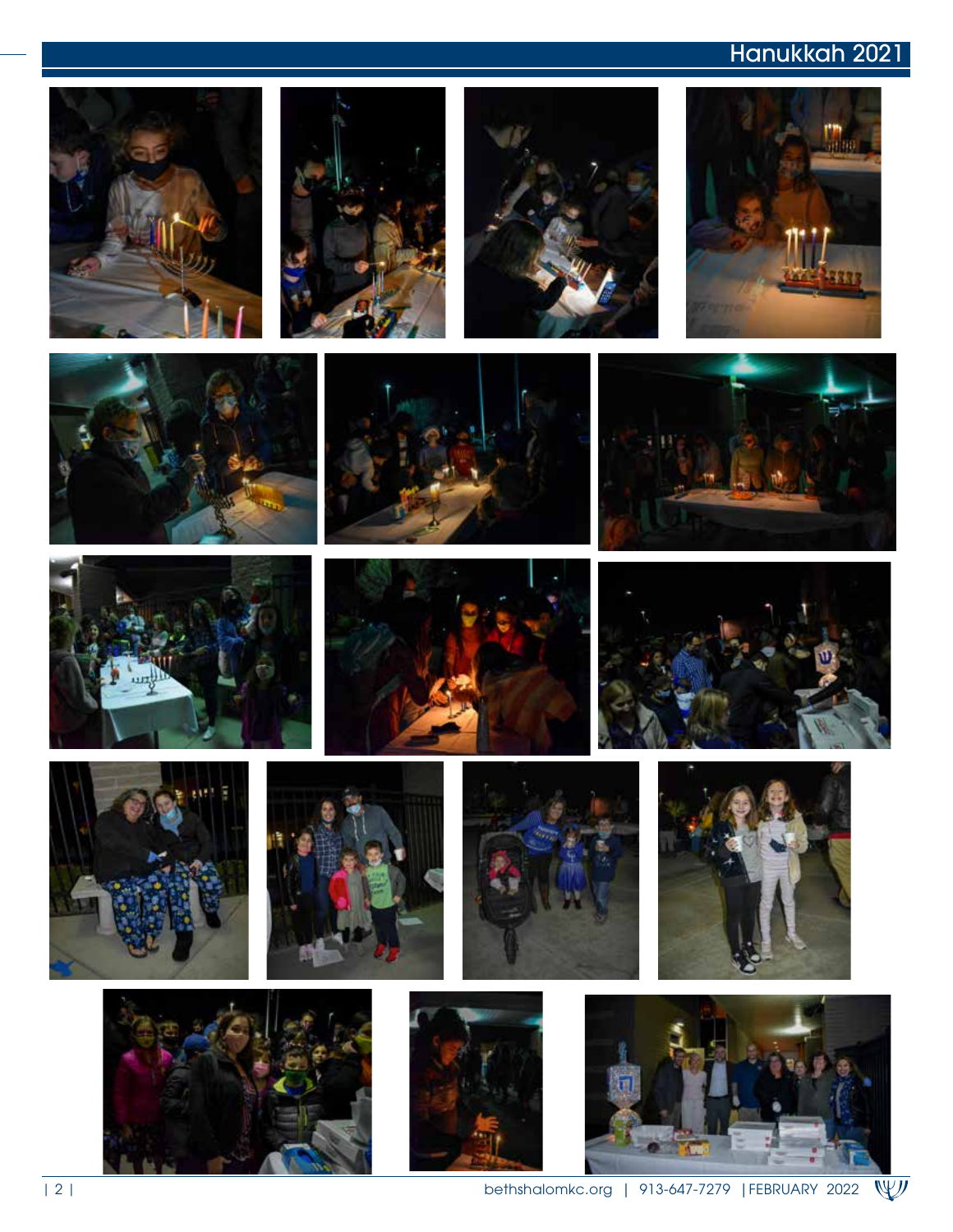# Hanukkah 2021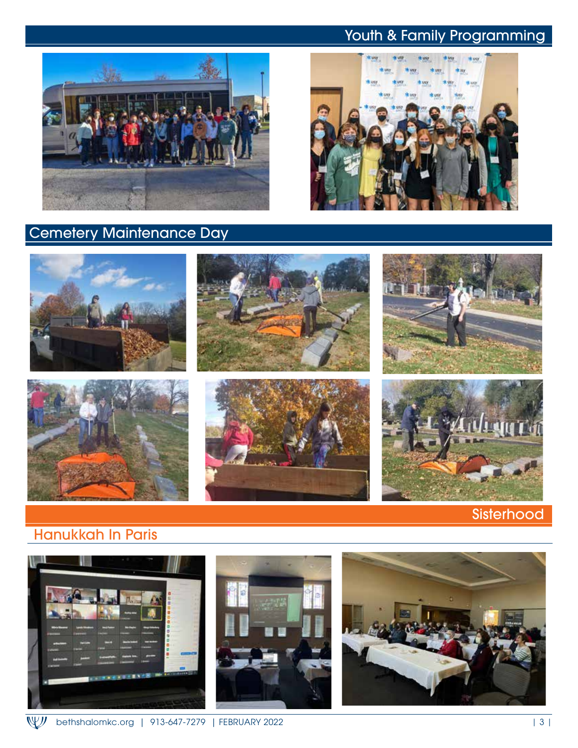# Youth & Family Programming

# Cemetery Maintenance Day

# Sisterhood

## Hanukkah In Paris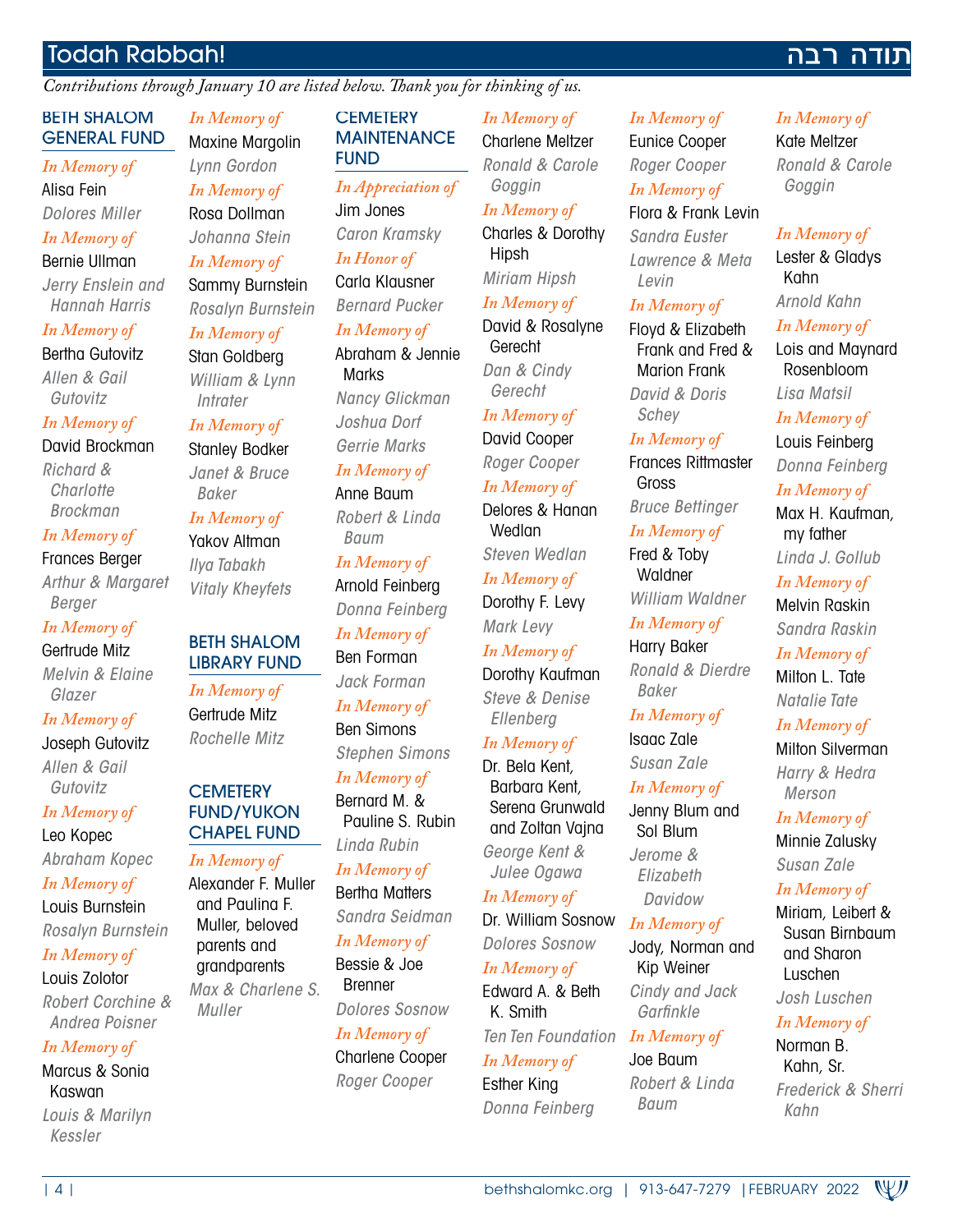# Todah Rabbah! תודה רבה

*Contributions through January 10 are listed below. Thank you for thinking of us.*

## BETH SHALOM GENERAL FUND

*In Memory of*
Alisa Fein
*Dolores Miller*

*In Memory of*
Bernie Ullman
*Jerry Enslein and Hannah Harris*

*In Memory of*
Bertha Gutovitz
*Allen & Gail Gutovitz*

*In Memory of*
David Brockman
*Richard & Charlotte Brockman*

*In Memory of*
Frances Berger
*Arthur & Margaret Berger*

*In Memory of*
Gertrude Mitz
*Melvin & Elaine Glazer*

*In Memory of*
Joseph Gutovitz
*Allen & Gail Gutovitz*

*In Memory of*
Leo Kopec
*Abraham Kopec*

*In Memory of*
Louis Burnstein
*Rosalyn Burnstein*

*In Memory of*
Louis Zolotor
*Robert Corchine & Andrea Poisner*

*In Memory of*
Marcus & Sonia Kaswan
*Louis & Marilyn Kessler*

*In Memory of*
Maxine Margolin
*Lynn Gordon*

*In Memory of*
Rosa Dollman
*Johanna Stein*

*In Memory of*
Sammy Burnstein
*Rosalyn Burnstein*

*In Memory of*
Stan Goldberg
*William & Lynn Intrater*

*In Memory of*
Stanley Bodker
*Janet & Bruce Baker*

*In Memory of*
Yakov Altman
*Ilya Tabakh*
*Vitaly Kheyfets*

## BETH SHALOM LIBRARY FUND

*In Memory of*
Gertrude Mitz
*Rochelle Mitz*

## CEMETERY FUND/YUKON CHAPEL FUND

*In Memory of*
Alexander F. Muller and Paulina F. Muller, beloved parents and grandparents
*Max & Charlene S. Muller*

## CEMETERY MAINTENANCE FUND

*In Appreciation of*
Jim Jones
*Caron Kramsky*

*In Honor of*
Carla Klausner
*Bernard Pucker*

*In Memory of*
Abraham & Jennie Marks
*Nancy Glickman*
*Joshua Dorf*
*Gerrie Marks*

*In Memory of*
Anne Baum
*Robert & Linda Baum*

*In Memory of*
Arnold Feinberg
*Donna Feinberg*

*In Memory of*
Ben Forman
*Jack Forman*

*In Memory of*
Ben Simons
*Stephen Simons*

*In Memory of*
Bernard M. & Pauline S. Rubin
*Linda Rubin*

*In Memory of*
Bertha Matters
*Sandra Seidman*

*In Memory of*
Bessie & Joe Brenner
*Dolores Sosnow*

*In Memory of*
Charlene Cooper
*Roger Cooper*

*In Memory of*
Charlene Meltzer
*Ronald & Carole Goggin*

*In Memory of*
Charles & Dorothy Hipsh
*Miriam Hipsh*

*In Memory of*
David & Rosalyne Gerecht
*Dan & Cindy Gerecht*

*In Memory of*
David Cooper
*Roger Cooper*

*In Memory of*
Delores & Hanan Wedlan
*Steven Wedlan*

*In Memory of*
Dorothy F. Levy
*Mark Levy*

*In Memory of*
Dorothy Kaufman
*Steve & Denise Ellenberg*

*In Memory of*
Dr. Bela Kent, Barbara Kent, Serena Grunwald and Zoltan Vajna
*George Kent & Julee Ogawa*

*In Memory of*
Dr. William Sosnow
*Dolores Sosnow*

*In Memory of*
Edward A. & Beth K. Smith
*Ten Ten Foundation*

*In Memory of*
Esther King
*Donna Feinberg*

*In Memory of*
Eunice Cooper
*Roger Cooper*

*In Memory of*
Flora & Frank Levin
*Sandra Euster*
*Lawrence & Meta Levin*

*In Memory of*
Floyd & Elizabeth Frank and Fred & Marion Frank
*David & Doris Schey*

*In Memory of*
Frances Rittmaster Gross
*Bruce Bettinger*

*In Memory of*
Fred & Toby Waldner
*William Waldner*

*In Memory of*
Harry Baker
*Ronald & Dierdre Baker*

*In Memory of*
Isaac Zale
*Susan Zale*

*In Memory of*
Jenny Blum and Sol Blum
*Jerome & Elizabeth Davidow*

*In Memory of*
Jody, Norman and Kip Weiner
*Cindy and Jack Garfinkle*

*In Memory of*
Joe Baum
*Robert & Linda Baum*

*In Memory of*
Kate Meltzer
*Ronald & Carole Goggin*

*In Memory of*
Lester & Gladys Kahn
*Arnold Kahn*

*In Memory of*
Lois and Maynard Rosenbloom
*Lisa Matsil*

*In Memory of*
Louis Feinberg
*Donna Feinberg*

*In Memory of*
Max H. Kaufman, my father
*Linda J. Gollub*

*In Memory of*
Melvin Raskin
*Sandra Raskin*

*In Memory of*
Milton L. Tate
*Natalie Tate*

*In Memory of*
Milton Silverman
*Harry & Hedra Merson*

*In Memory of*
Minnie Zalusky
*Susan Zale*

*In Memory of*
Miriam, Leibert & Susan Birnbaum and Sharon Luschen
*Josh Luschen*

*In Memory of*
Norman B. Kahn, Sr.
*Frederick & Sherri Kahn*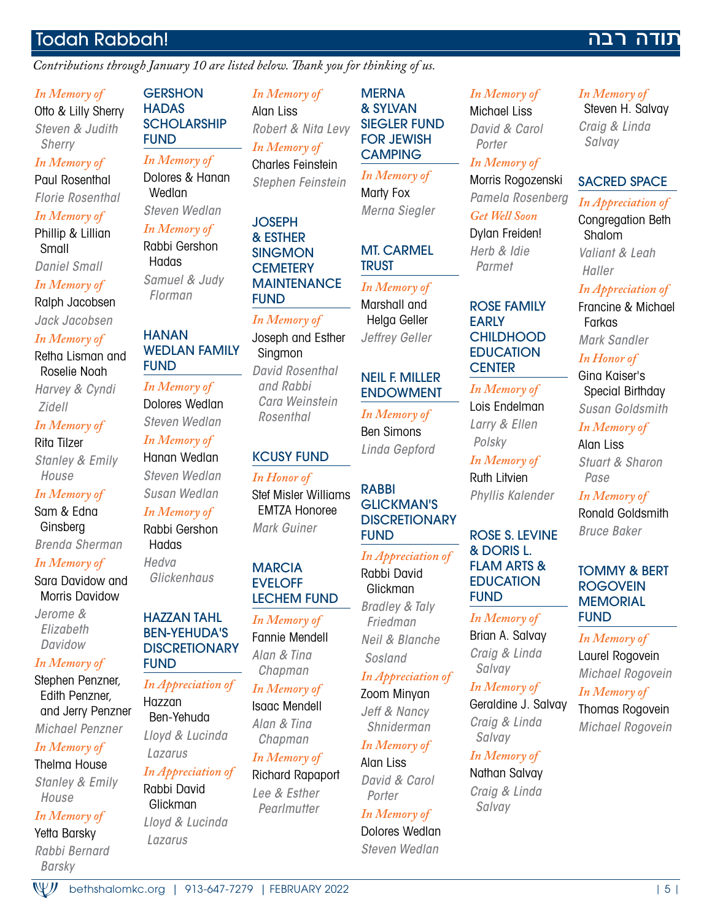## Todah Rabbah! תודה רבה

*Contributions through January 10 are listed below. Thank you for thinking of us.*

*In Memory of*
Otto & Lilly Sherry
*Steven & Judith Sherry*

*In Memory of*
Paul Rosenthal
*Florie Rosenthal*

*In Memory of*
Phillip & Lillian Small
*Daniel Small*

*In Memory of*
Ralph Jacobsen
*Jack Jacobsen*

*In Memory of*
Retha Lisman and Roselie Noah
*Harvey & Cyndi Zidell*

*In Memory of*
Rita Tilzer
*Stanley & Emily House*

*In Memory of*
Sam & Edna Ginsberg
*Brenda Sherman*

*In Memory of*
Sara Davidow and Morris Davidow
*Jerome & Elizabeth Davidow*

*In Memory of*
Stephen Penzner, Edith Penzner, and Jerry Penzner
*Michael Penzner*

*In Memory of*
Thelma House
*Stanley & Emily House*

*In Memory of*
Yetta Barsky
*Rabbi Bernard Barsky*

### GERSHON HADAS SCHOLARSHIP FUND

*In Memory of*
Dolores & Hanan Wedlan
*Steven Wedlan*

*In Memory of*
Rabbi Gershon Hadas
*Samuel & Judy Florman*

### HANAN WEDLAN FAMILY FUND

*In Memory of*
Dolores Wedlan
*Steven Wedlan*

*In Memory of*
Hanan Wedlan
*Steven Wedlan*
*Susan Wedlan*

*In Memory of*
Rabbi Gershon Hadas
*Hedva Glickenhaus*

### HAZZAN TAHL BEN-YEHUDA'S DISCRETIONARY FUND

*In Appreciation of*
Hazzan Ben-Yehuda
*Lloyd & Lucinda Lazarus*

*In Appreciation of*
Rabbi David Glickman
*Lloyd & Lucinda Lazarus*

*In Memory of*
Alan Liss
*Robert & Nita Levy*

*In Memory of*
Charles Feinstein
*Stephen Feinstein*

### JOSEPH & ESTHER SINGMON CEMETERY MAINTENANCE FUND

*In Memory of*
Joseph and Esther Singmon
*David Rosenthal and Rabbi Cara Weinstein Rosenthal*

### KCUSY FUND

*In Honor of*
Stef Misler Williams EMTZA Honoree
*Mark Guiner*

### MARCIA EVELOFF LECHEM FUND

*In Memory of*
Fannie Mendell
*Alan & Tina Chapman*

*In Memory of*
Isaac Mendell
*Alan & Tina Chapman*

*In Memory of*
Richard Rapaport
*Lee & Esther Pearlmutter*

### MERNA & SYLVAN SIEGLER FUND FOR JEWISH CAMPING

*In Memory of*
Marty Fox
*Merna Siegler*

### MT. CARMEL TRUST

*In Memory of*
Marshall and Helga Geller
*Jeffrey Geller*

### NEIL F. MILLER ENDOWMENT

*In Memory of*
Ben Simons
*Linda Gepford*

### RABBI GLICKMAN'S DISCRETIONARY FUND

*In Appreciation of*
Rabbi David Glickman
*Bradley & Taly Friedman*
*Neil & Blanche Sosland*

*In Appreciation of*
Zoom Minyan
*Jeff & Nancy Shniderman*

*In Memory of*
Alan Liss
*David & Carol Porter*

*In Memory of*
Dolores Wedlan
*Steven Wedlan*

*In Memory of*
Michael Liss
*David & Carol Porter*

*In Memory of*
Morris Rogozenski
*Pamela Rosenberg*

*Get Well Soon*
Dylan Freiden!
*Herb & Idie Parmet*

### ROSE FAMILY EARLY CHILDHOOD EDUCATION CENTER

*In Memory of*
Lois Endelman
*Larry & Ellen Polsky*

*In Memory of*
Ruth Litvien
*Phyllis Kalender*

### ROSE S. LEVINE & DORIS L. FLAM ARTS & EDUCATION FUND

*In Memory of*
Brian A. Salvay
*Craig & Linda Salvay*

*In Memory of*
Geraldine J. Salvay
*Craig & Linda Salvay*

*In Memory of*
Nathan Salvay
*Craig & Linda Salvay*

*In Memory of*
Steven H. Salvay
*Craig & Linda Salvay*

### SACRED SPACE

*In Appreciation of*
Congregation Beth Shalom
*Valiant & Leah Haller*

*In Appreciation of*
Francine & Michael Farkas
*Mark Sandler*

*In Honor of*
Gina Kaiser's Special Birthday
*Susan Goldsmith*

*In Memory of*
Alan Liss
*Stuart & Sharon Pase*

*In Memory of*
Ronald Goldsmith
*Bruce Baker*

### TOMMY & BERT ROGOVEIN MEMORIAL FUND

*In Memory of*
Laurel Rogovein
*Michael Rogovein*

*In Memory of*
Thomas Rogovein
*Michael Rogovein*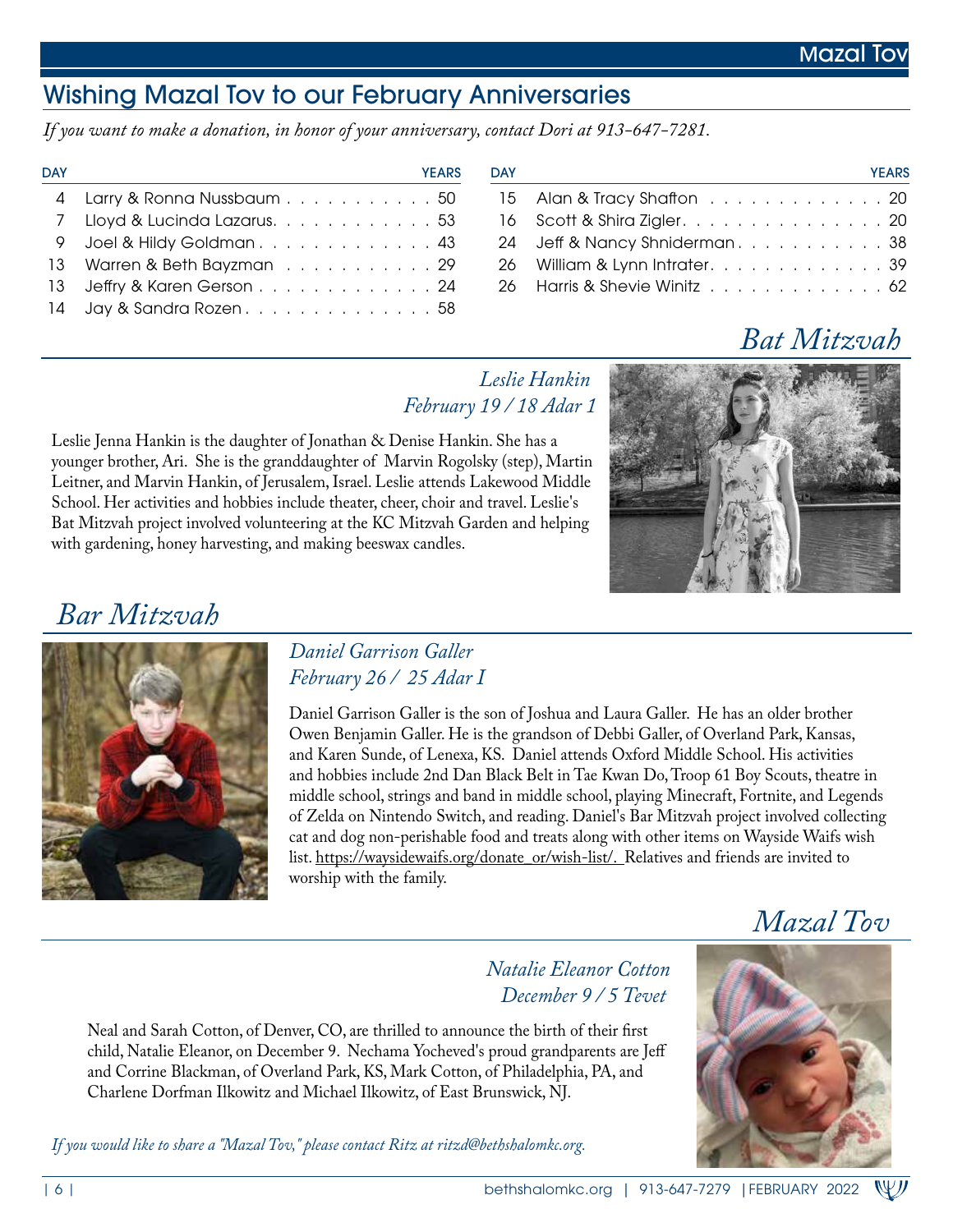## Wishing Mazal Tov to our February Anniversaries

*If you want to make a donation, in honor of your anniversary, contact Dori at 913-647-7281.*

| DAY | | YEARS |
|---|---|---|
| 4 | Larry & Ronna Nussbaum | 50 |
| 7 | Lloyd & Lucinda Lazarus | 53 |
| 9 | Joel & Hildy Goldman | 43 |
| 13 | Warren & Beth Bayzman | 29 |
| 13 | Jeffry & Karen Gerson | 24 |
| 14 | Jay & Sandra Rozen | 58 |
| 15 | Alan & Tracy Shafton | 20 |
| 16 | Scott & Shira Zigler | 20 |
| 24 | Jeff & Nancy Shniderman | 38 |
| 26 | William & Lynn Intrater | 39 |
| 26 | Harris & Shevie Winitz | 62 |

## *Bat Mitzvah*

*Leslie Hankin*
*February 19 / 18 Adar 1*

Leslie Jenna Hankin is the daughter of Jonathan & Denise Hankin. She has a younger brother, Ari. She is the granddaughter of Marvin Rogolsky (step), Martin Leitner, and Marvin Hankin, of Jerusalem, Israel. Leslie attends Lakewood Middle School. Her activities and hobbies include theater, cheer, choir and travel. Leslie's Bat Mitzvah project involved volunteering at the KC Mitzvah Garden and helping with gardening, honey harvesting, and making beeswax candles.

## *Bar Mitzvah*

*Daniel Garrison Galler*
*February 26 / 25 Adar I*

Daniel Garrison Galler is the son of Joshua and Laura Galler. He has an older brother Owen Benjamin Galler. He is the grandson of Debbi Galler, of Overland Park, Kansas, and Karen Sunde, of Lenexa, KS. Daniel attends Oxford Middle School. His activities and hobbies include 2nd Dan Black Belt in Tae Kwan Do, Troop 61 Boy Scouts, theatre in middle school, strings and band in middle school, playing Minecraft, Fortnite, and Legends of Zelda on Nintendo Switch, and reading. Daniel's Bar Mitzvah project involved collecting cat and dog non-perishable food and treats along with other items on Wayside Waifs wish list. https://waysidewaifs.org/donate_or/wish-list/. Relatives and friends are invited to worship with the family.

## *Mazal Tov*

*Natalie Eleanor Cotton*
*December 9 / 5 Tevet*

Neal and Sarah Cotton, of Denver, CO, are thrilled to announce the birth of their first child, Natalie Eleanor, on December 9. Nechama Yocheved's proud grandparents are Jeff and Corrine Blackman, of Overland Park, KS, Mark Cotton, of Philadelphia, PA, and Charlene Dorfman Ilkowitz and Michael Ilkowitz, of East Brunswick, NJ.

*If you would like to share a "Mazal Tov," please contact Ritz at ritzd@bethshalomkc.org.*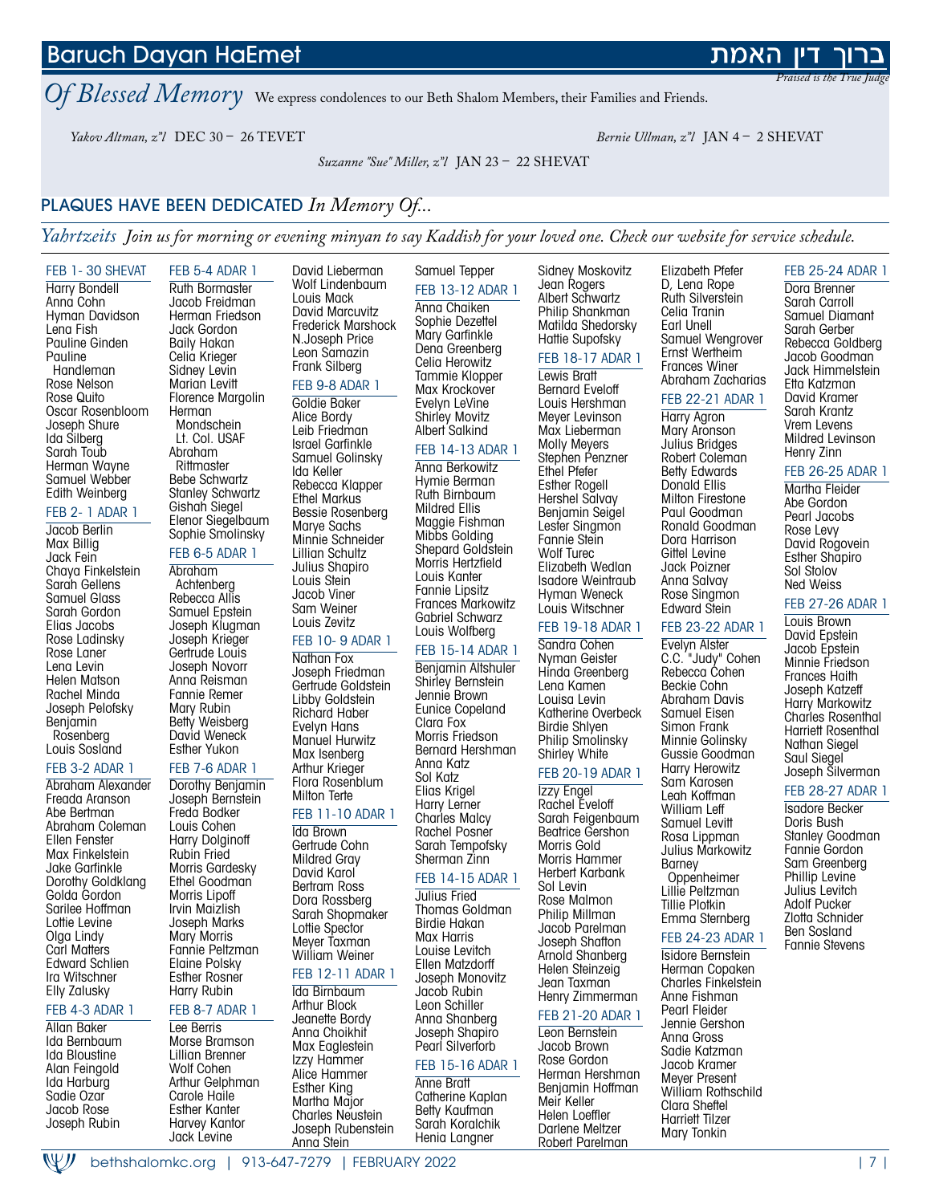## Baruch Dayan HaEmet

## ברוך דין האמת

*Praised is the True Judge*

# *Of Blessed Memory*

We express condolences to our Beth Shalom Members, their Families and Friends.

*Yakov Altman, z"l* DEC 30 – 26 TEVET

*Bernie Ullman, z"l* JAN 4 – 2 SHEVAT

*Suzanne "Sue" Miller, z"l* JAN 23 – 22 SHEVAT

## PLAQUES HAVE BEEN DEDICATED *In Memory Of...*

## *Yahrtzeits*

*Join us for morning or evening minyan to say Kaddish for your loved one. Check our website for service schedule.*

### FEB 1- 30 SHEVAT
Harry Bondell
Anna Cohn
Hyman Davidson
Lena Fish
Pauline Ginden
Pauline Handleman
Rose Nelson
Rose Quito
Oscar Rosenbloom
Joseph Shure
Ida Silberg
Sarah Toub
Herman Wayne
Samuel Webber
Edith Weinberg

### FEB 2- 1 ADAR 1
Jacob Berlin
Max Billig
Jack Fein
Chaya Finkelstein
Sarah Gellens
Samuel Glass
Sarah Gordon
Elias Jacobs
Rose Ladinsky
Rose Laner
Lena Levin
Helen Matson
Rachel Minda
Joseph Pelofsky
Benjamin Rosenberg
Louis Sosland

### FEB 3-2 ADAR 1
Abraham Alexander
Freada Aranson
Abe Bertman
Abraham Coleman
Ellen Fenster
Max Finkelstein
Jake Garfinkle
Dorothy Goldklang
Golda Gordon
Sarilee Hoffman
Lottie Levine
Olga Lindy
Carl Matters
Edward Schlien
Ira Witschner
Elly Zalusky

### FEB 4-3 ADAR 1
Allan Baker
Ida Bernbaum
Ida Bloustine
Alan Feingold
Ida Harburg
Sadie Ozar
Jacob Rose
Joseph Rubin

### FEB 5-4 ADAR 1
Ruth Bormaster
Jacob Freidman
Herman Friedson
Jack Gordon
Baily Hakan
Celia Krieger
Sidney Levin
Marian Levitt
Florence Margolin
Herman Mondschein Lt. Col. USAF
Abraham Rittmaster
Bebe Schwartz
Stanley Schwartz
Gishah Siegel
Elenor Siegelbaum
Sophie Smolinsky

### FEB 6-5 ADAR 1
Abraham Achtenberg
Rebecca Allis
Samuel Epstein
Joseph Klugman
Joseph Krieger
Gertrude Louis
Joseph Novorr
Anna Reisman
Fannie Remer
Mary Rubin
Betty Weisberg
David Weneck
Esther Yukon

### FEB 7-6 ADAR 1
Dorothy Benjamin
Joseph Bernstein
Freda Bodker
Louis Cohen
Harry Dolginoff
Rubin Fried
Morris Gardesky
Ethel Goodman
Morris Lipoff
Irvin Maizlish
Joseph Marks
Mary Morris
Fannie Peltzman
Elaine Polsky
Esther Rosner
Harry Rubin

### FEB 8-7 ADAR 1
Lee Berris
Morse Bramson
Lillian Brenner
Wolf Cohen
Arthur Gelphman
Carole Haile
Esther Kanter
Harvey Kantor
Jack Levine
David Lieberman
Wolf Lindenbaum
Louis Mack
David Marcuvitz
Frederick Marshock
N.Joseph Price
Leon Samazin
Frank Silberg

### FEB 9-8 ADAR 1
Goldie Baker
Alice Bordy
Leib Friedman
Israel Garfinkle
Samuel Golinsky
Ida Keller
Rebecca Klapper
Ethel Markus
Bessie Rosenberg
Marye Sachs
Minnie Schneider
Lillian Schultz
Julius Shapiro
Louis Stein
Jacob Viner
Sam Weiner
Louis Zevitz

### FEB 10- 9 ADAR 1
Nathan Fox
Joseph Friedman
Gertrude Goldstein
Libby Goldstein
Richard Haber
Evelyn Hans
Manuel Hurwitz
Max Isenberg
Arthur Krieger
Flora Rosenblum
Milton Terte

### FEB 11-10 ADAR 1
Ida Brown
Gertrude Cohn
Mildred Gray
David Karol
Bertram Ross
Dora Rossberg
Sarah Shopmaker
Lottie Spector
Meyer Taxman
William Weiner

### FEB 12-11 ADAR 1
Ida Birnbaum
Arthur Block
Jeanette Bordy
Anna Choikhit
Max Eaglestein
Izzy Hammer
Alice Hammer
Esther King
Martha Major
Charles Neustein
Joseph Rubenstein
Anna Stein
Samuel Tepper

### FEB 13-12 ADAR 1
Anna Chaiken
Sophie Dezettel
Mary Garfinkle
Dena Greenberg
Celia Herowitz
Tammie Klopper
Max Krockover
Evelyn LeVine
Shirley Movitz
Albert Salkind

### FEB 14-13 ADAR 1
Anna Berkowitz
Hymie Berman
Ruth Birnbaum
Mildred Ellis
Maggie Fishman
Mibbs Golding
Shepard Goldstein
Morris Hertzfield
Louis Kanter
Fannie Lipsitz
Frances Markowitz
Gabriel Schwarz
Louis Wolfberg

### FEB 15-14 ADAR 1
Benjamin Altshuler
Shirley Bernstein
Jennie Brown
Eunice Copeland
Clara Fox
Morris Friedson
Bernard Hershman
Anna Katz
Sol Katz
Elias Krigel
Harry Lerner
Charles Malcy
Rachel Posner
Sarah Tempofsky
Sherman Zinn

### FEB 14-15 ADAR 1
Julius Fried
Thomas Goldman
Birdie Hakan
Max Harris
Louise Levitch
Ellen Matzdorff
Joseph Monovitz
Jacob Rubin
Leon Schiller
Anna Shanberg
Joseph Shapiro
Pearl Silverforb

### FEB 15-16 ADAR 1
Anne Bratt
Catherine Kaplan
Betty Kaufman
Sarah Koralchik
Henia Langner
Sidney Moskovitz
Jean Rogers
Albert Schwartz
Philip Shankman
Matilda Shedorsky
Hattie Supofsky

### FEB 18-17 ADAR 1
Lewis Bratt
Bernard Eveloff
Louis Hershman
Meyer Levinson
Max Lieberman
Molly Meyers
Stephen Penzner
Ethel Pfefer
Esther Rogell
Hershel Salvay
Benjamin Seigel
Lester Singmon
Fannie Stein
Wolf Turec
Elizabeth Wedlan
Isadore Weintraub
Hyman Weneck
Louis Witschner

### FEB 19-18 ADAR 1
Sandra Cohen
Nyman Geister
Hinda Greenberg
Lena Kamen
Louisa Levin
Katherine Overbeck
Birdie Shlyen
Philip Smolinsky
Shirley White

### FEB 20-19 ADAR 1
Izzy Engel
Rachel Eveloff
Sarah Feigenbaum
Beatrice Gershon
Morris Gold
Morris Hammer
Herbert Karbank
Sol Levin
Rose Malmon
Philip Millman
Jacob Parelman
Joseph Shafton
Arnold Shanberg
Helen Steinzeig
Jean Taxman
Henry Zimmerman

### FEB 21-20 ADAR 1
Leon Bernstein
Jacob Brown
Rose Gordon
Herman Hershman
Benjamin Hoffman
Meir Keller
Helen Loeffler
Darlene Meltzer
Robert Parelman
Elizabeth Pfefer
D, Lena Rope
Ruth Silverstein
Celia Tranin
Earl Unell
Samuel Wengrover
Ernst Wertheim
Frances Winer
Abraham Zacharias

### FEB 22-21 ADAR 1
Harry Agron
Mary Aronson
Julius Bridges
Robert Coleman
Betty Edwards
Donald Ellis
Milton Firestone
Paul Goodman
Ronald Goodman
Dora Harrison
Gittel Levine
Jack Poizner
Anna Salvay
Rose Singmon
Edward Stein

### FEB 23-22 ADAR 1
Evelyn Alster
C.C. "Judy" Cohen
Rebecca Cohen
Beckie Cohn
Abraham Davis
Samuel Eisen
Simon Frank
Minnie Golinsky
Gussie Goodman
Harry Herowitz
Sam Karosen
Leah Koffman
William Leff
Samuel Levitt
Rosa Lippman
Julius Markowitz
Barney Oppenheimer
Lillie Peltzman
Tillie Plotkin
Emma Sternberg

### FEB 24-23 ADAR 1
Isidore Bernstein
Herman Copaken
Charles Finkelstein
Anne Fishman
Pearl Fleider
Jennie Gershon
Anna Gross
Sadie Katzman
Jacob Kramer
Meyer Present
William Rothschild
Clara Sheftel
Harriett Tilzer
Mary Tonkin

### FEB 25-24 ADAR 1
Dora Brenner
Sarah Carroll
Samuel Diamant
Sarah Gerber
Rebecca Goldberg
Jacob Goodman
Jack Himmelstein
Etta Katzman
David Kramer
Sarah Krantz
Vrem Levens
Mildred Levinson
Henry Zinn

### FEB 26-25 ADAR 1
Martha Fleider
Abe Gordon
Pearl Jacobs
Rose Levy
David Rogovein
Esther Shapiro
Sol Stolov
Ned Weiss

### FEB 27-26 ADAR 1
Louis Brown
David Epstein
Jacob Epstein
Minnie Friedson
Frances Haith
Joseph Katzeff
Harry Markowitz
Charles Rosenthal
Harriett Rosenthal
Nathan Siegel
Saul Siegel
Joseph Silverman

### FEB 28-27 ADAR 1
Isadore Becker
Doris Bush
Stanley Goodman
Fannie Gordon
Sam Greenberg
Phillip Levine
Julius Levitch
Adolf Pucker
Zlotta Schnider
Ben Sosland
Fannie Stevens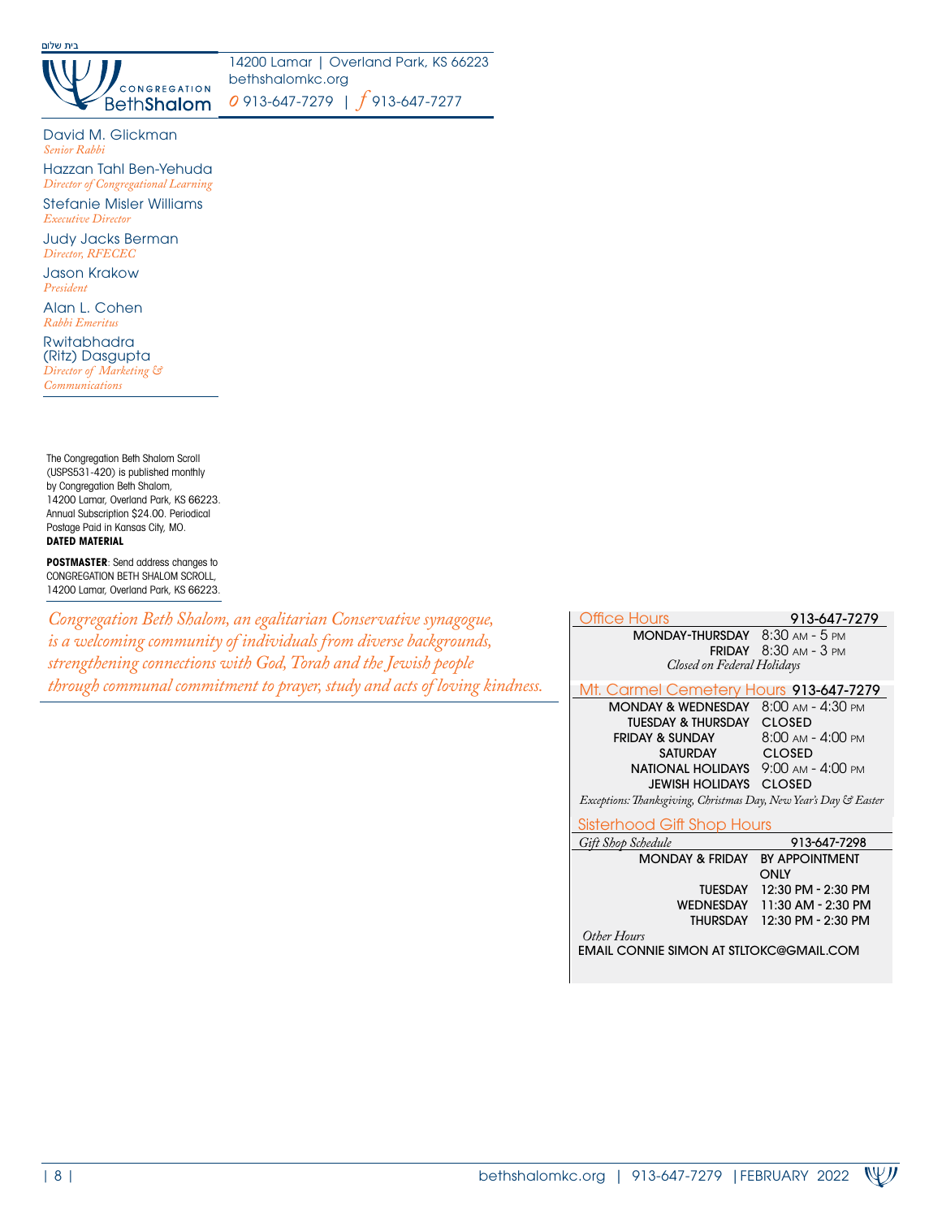בית שלום

CONGREGATION BethShalom

14200 Lamar | Overland Park, KS 66223
bethshalomkc.org
*o* 913-647-7279 | *f* 913-647-7277

David M. Glickman
*Senior Rabbi*

Hazzan Tahl Ben-Yehuda
*Director of Congregational Learning*

Stefanie Misler Williams
*Executive Director*

Judy Jacks Berman
*Director, RFECEC*

Jason Krakow
*President*

Alan L. Cohen
*Rabbi Emeritus*

Rwitabhadra (Ritz) Dasgupta
*Director of Marketing & Communications*

The Congregation Beth Shalom Scroll (USPS531-420) is published monthly by Congregation Beth Shalom, 14200 Lamar, Overland Park, KS 66223. Annual Subscription $24.00. Periodical Postage Paid in Kansas City, MO.
**DATED MATERIAL**

**POSTMASTER**: Send address changes to CONGREGATION BETH SHALOM SCROLL, 14200 Lamar, Overland Park, KS 66223.

*Congregation Beth Shalom, an egalitarian Conservative synagogue, is a welcoming community of individuals from diverse backgrounds, strengthening connections with God, Torah and the Jewish people through communal commitment to prayer, study and acts of loving kindness.*

## Office Hours 913-647-7279

| | |
|---|---|
| MONDAY-THURSDAY | 8:30 AM - 5 PM |
| FRIDAY | 8:30 AM - 3 PM |

*Closed on Federal Holidays*

## Mt. Carmel Cemetery Hours 913-647-7279

| | |
|---|---|
| MONDAY & WEDNESDAY | 8:00 AM - 4:30 PM |
| TUESDAY & THURSDAY | CLOSED |
| FRIDAY & SUNDAY | 8:00 AM - 4:00 PM |
| SATURDAY | CLOSED |
| NATIONAL HOLIDAYS | 9:00 AM - 4:00 PM |
| JEWISH HOLIDAYS | CLOSED |

*Exceptions: Thanksgiving, Christmas Day, New Year's Day & Easter*

## Sisterhood Gift Shop Hours

*Gift Shop Schedule* 913-647-7298

| | |
|---|---|
| MONDAY & FRIDAY | BY APPOINTMENT ONLY |
| TUESDAY | 12:30 PM - 2:30 PM |
| WEDNESDAY | 11:30 AM - 2:30 PM |
| THURSDAY | 12:30 PM - 2:30 PM |

*Other Hours*
EMAIL CONNIE SIMON AT STLTOKC@GMAIL.COM